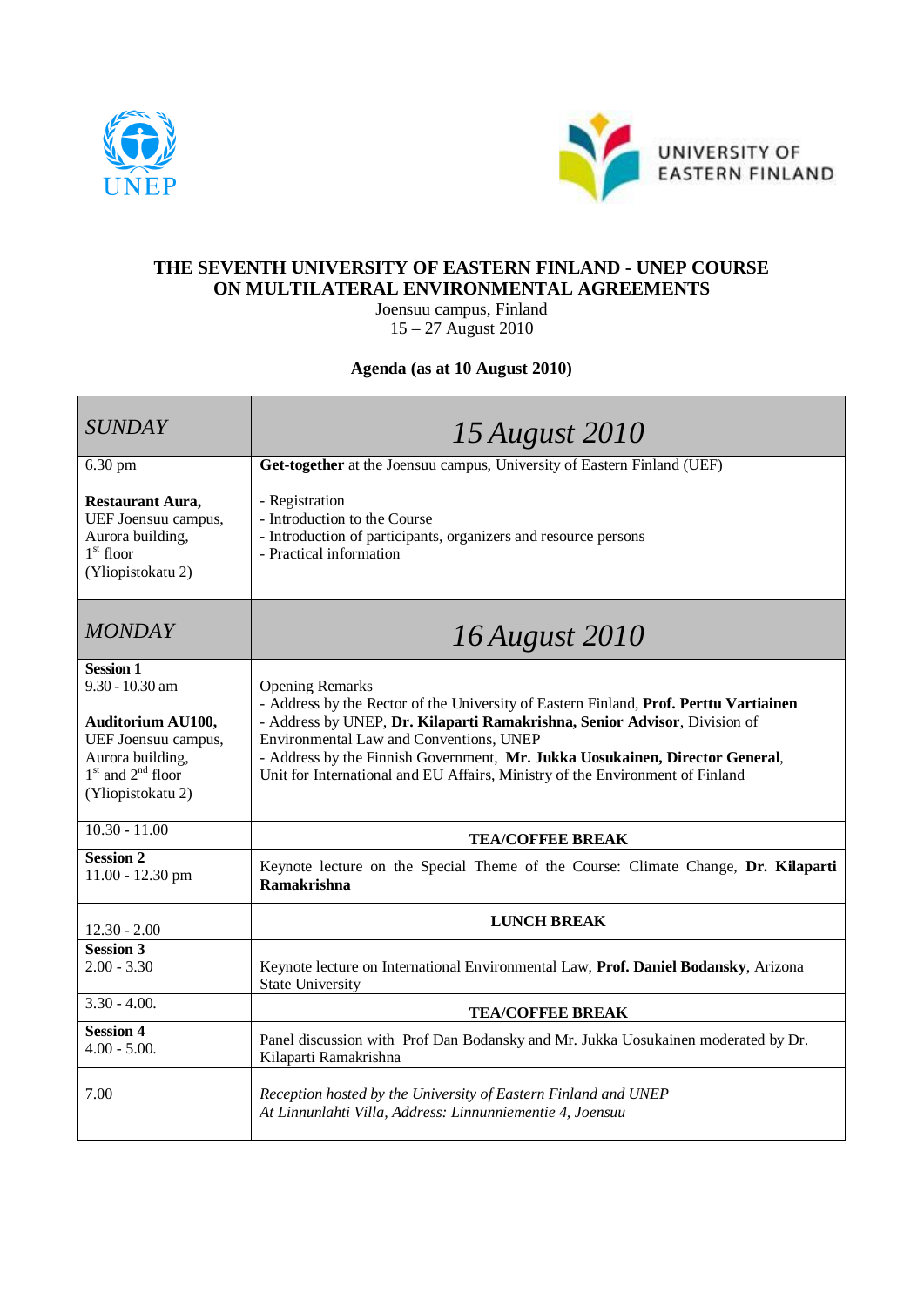UNEP

UNIVERSITY OF EASTERN FINLAND

# THE SEVENTH UNIVERSITY OF EASTERN FINLAND - UNEP COURSE ON MULTILATERAL ENVIRONMENTAL AGREEMENTS

Joensuu campus, Finland
15 – 27 August 2010

**Agenda (as at 10 August 2010)**

| *SUNDAY* | *15 August 2010* |
|---|---|
| 6.30 pm<br><br>**Restaurant Aura,** UEF Joensuu campus, Aurora building, 1st floor (Yliopistokatu 2) | **Get-together** at the Joensuu campus, University of Eastern Finland (UEF)<br><br>- Registration<br>- Introduction to the Course<br>- Introduction of participants, organizers and resource persons<br>- Practical information |
| *MONDAY* | *16 August 2010* |
| **Session 1**<br>9.30 - 10.30 am<br><br>**Auditorium AU100,** UEF Joensuu campus, Aurora building, 1st and 2nd floor (Yliopistokatu 2) | Opening Remarks<br>- Address by the Rector of the University of Eastern Finland, **Prof. Perttu Vartiainen**<br>- Address by UNEP, **Dr. Kilaparti Ramakrishna, Senior Advisor**, Division of Environmental Law and Conventions, UNEP<br>- Address by the Finnish Government, **Mr. Jukka Uosukainen, Director General**, Unit for International and EU Affairs, Ministry of the Environment of Finland |
| 10.30 - 11.00 | **TEA/COFFEE BREAK** |
| **Session 2**<br>11.00 - 12.30 pm | Keynote lecture on the Special Theme of the Course: Climate Change, **Dr. Kilaparti Ramakrishna** |
| 12.30 - 2.00 | **LUNCH BREAK** |
| **Session 3**<br>2.00 - 3.30 | Keynote lecture on International Environmental Law, **Prof. Daniel Bodansky**, Arizona State University |
| 3.30 - 4.00. | **TEA/COFFEE BREAK** |
| **Session 4**<br>4.00 - 5.00. | Panel discussion with Prof Dan Bodansky and Mr. Jukka Uosukainen moderated by Dr. Kilaparti Ramakrishna |
| 7.00 | *Reception hosted by the University of Eastern Finland and UNEP*<br>*At Linnunlahti Villa, Address: Linnunniementie 4, Joensuu* |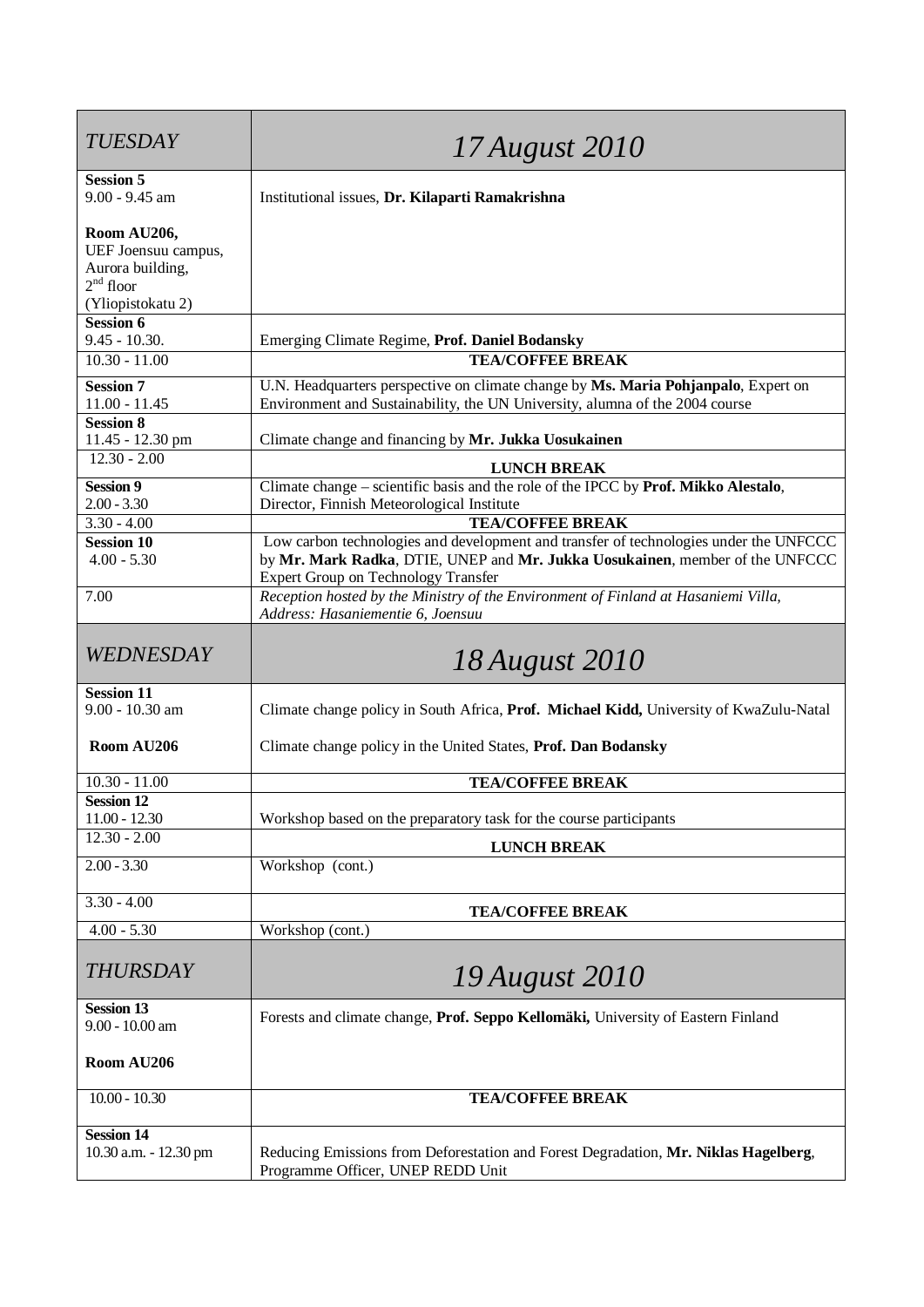| *TUESDAY* | *17 August 2010* |
|---|---|
| **Session 5**<br>9.00 - 9.45 am<br><br>**Room AU206,**<br>UEF Joensuu campus,<br>Aurora building,<br>2[nd] floor<br>(Yliopistokatu 2) | Institutional issues, **Dr. Kilaparti Ramakrishna** |
| **Session 6**<br>9.45 - 10.30. | Emerging Climate Regime, **Prof. Daniel Bodansky** |
| 10.30 - 11.00 | **TEA/COFFEE BREAK** |
| **Session 7**<br>11.00 - 11.45 | U.N. Headquarters perspective on climate change by **Ms. Maria Pohjanpalo**, Expert on Environment and Sustainability, the UN University, alumna of the 2004 course |
| **Session 8**<br>11.45 - 12.30 pm | Climate change and financing by **Mr. Jukka Uosukainen** |
| 12.30 - 2.00 | **LUNCH BREAK** |
| **Session 9**<br>2.00 - 3.30 | Climate change – scientific basis and the role of the IPCC by **Prof. Mikko Alestalo**, Director, Finnish Meteorological Institute |
| 3.30 - 4.00 | **TEA/COFFEE BREAK** |
| **Session 10**<br>4.00 - 5.30 | Low carbon technologies and development and transfer of technologies under the UNFCCC by **Mr. Mark Radka**, DTIE, UNEP and **Mr. Jukka Uosukainen**, member of the UNFCCC Expert Group on Technology Transfer |
| 7.00 | *Reception hosted by the Ministry of the Environment of Finland at Hasaniemi Villa, Address: Hasaniementie 6, Joensuu* |
| *WEDNESDAY* | *18 August 2010* |
| **Session 11**<br>9.00 - 10.30 am<br><br>**Room AU206** | Climate change policy in South Africa, **Prof. Michael Kidd,** University of KwaZulu-Natal<br><br>Climate change policy in the United States, **Prof. Dan Bodansky** |
| 10.30 - 11.00 | **TEA/COFFEE BREAK** |
| **Session 12**<br>11.00 - 12.30 | Workshop based on the preparatory task for the course participants |
| 12.30 - 2.00 | **LUNCH BREAK** |
| 2.00 - 3.30 | Workshop (cont.) |
| 3.30 - 4.00 | **TEA/COFFEE BREAK** |
| 4.00 - 5.30 | Workshop (cont.) |
| *THURSDAY* | *19 August 2010* |
| **Session 13**<br>9.00 - 10.00 am<br><br>**Room AU206** | Forests and climate change, **Prof. Seppo Kellomäki,** University of Eastern Finland |
| 10.00 - 10.30 | **TEA/COFFEE BREAK** |
| **Session 14**<br>10.30 a.m. - 12.30 pm | Reducing Emissions from Deforestation and Forest Degradation, **Mr. Niklas Hagelberg**, Programme Officer, UNEP REDD Unit |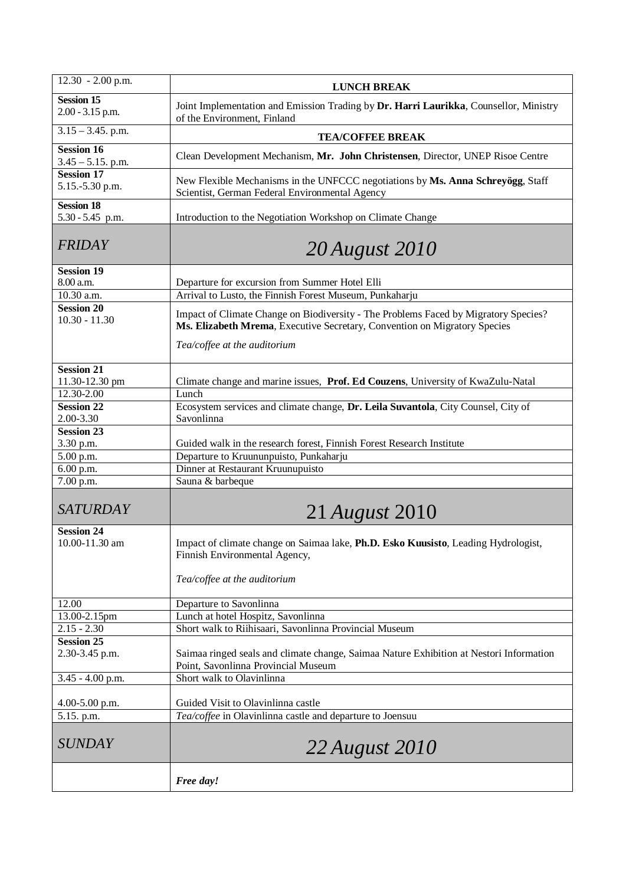| 12.30 - 2.00 p.m. | **LUNCH BREAK** |
|---|---|
| **Session 15**<br>2.00 - 3.15 p.m. | Joint Implementation and Emission Trading by **Dr. Harri Laurikka**, Counsellor, Ministry of the Environment, Finland |
| 3.15 – 3.45. p.m. | **TEA/COFFEE BREAK** |
| **Session 16**<br>3.45 – 5.15. p.m. | Clean Development Mechanism, **Mr. John Christensen**, Director, UNEP Risoe Centre |
| **Session 17**<br>5.15.-5.30 p.m. | New Flexible Mechanisms in the UNFCCC negotiations by **Ms. Anna Schreyögg**, Staff Scientist, German Federal Environmental Agency |
| **Session 18**<br>5.30 - 5.45 p.m. | Introduction to the Negotiation Workshop on Climate Change |
| *FRIDAY* | *20 August 2010* |
| **Session 19**<br>8.00 a.m. | Departure for excursion from Summer Hotel Elli |
| 10.30 a.m. | Arrival to Lusto, the Finnish Forest Museum, Punkaharju |
| **Session 20**<br>10.30 - 11.30 | Impact of Climate Change on Biodiversity - The Problems Faced by Migratory Species? **Ms. Elizabeth Mrema**, Executive Secretary, Convention on Migratory Species<br><br>*Tea/coffee at the auditorium* |
| **Session 21**<br>11.30-12.30 pm | Climate change and marine issues, **Prof. Ed Couzens**, University of KwaZulu-Natal |
| 12.30-2.00 | Lunch |
| **Session 22**<br>2.00-3.30 | Ecosystem services and climate change, **Dr. Leila Suvantola**, City Counsel, City of Savonlinna |
| **Session 23**<br>3.30 p.m. | Guided walk in the research forest, Finnish Forest Research Institute |
| 5.00 p.m. | Departure to Kruununpuisto, Punkaharju |
| 6.00 p.m. | Dinner at Restaurant Kruunupuisto |
| 7.00 p.m. | Sauna & barbeque |
| *SATURDAY* | 21 *August* 2010 |
| **Session 24**<br>10.00-11.30 am | Impact of climate change on Saimaa lake, **Ph.D. Esko Kuusisto**, Leading Hydrologist, Finnish Environmental Agency,<br><br>*Tea/coffee at the auditorium* |
| 12.00 | Departure to Savonlinna |
| 13.00-2.15pm | Lunch at hotel Hospitz, Savonlinna |
| 2.15 - 2.30 | Short walk to Riihisaari, Savonlinna Provincial Museum |
| **Session 25**<br>2.30-3.45 p.m. | Saimaa ringed seals and climate change, Saimaa Nature Exhibition at Nestori Information Point, Savonlinna Provincial Museum |
| 3.45 - 4.00 p.m. | Short walk to Olavinlinna |
| 4.00-5.00 p.m. | Guided Visit to Olavinlinna castle |
| 5.15. p.m. | *Tea/coffee* in Olavinlinna castle and departure to Joensuu |
| *SUNDAY* | *22 August 2010* |
| | ***Free day!*** |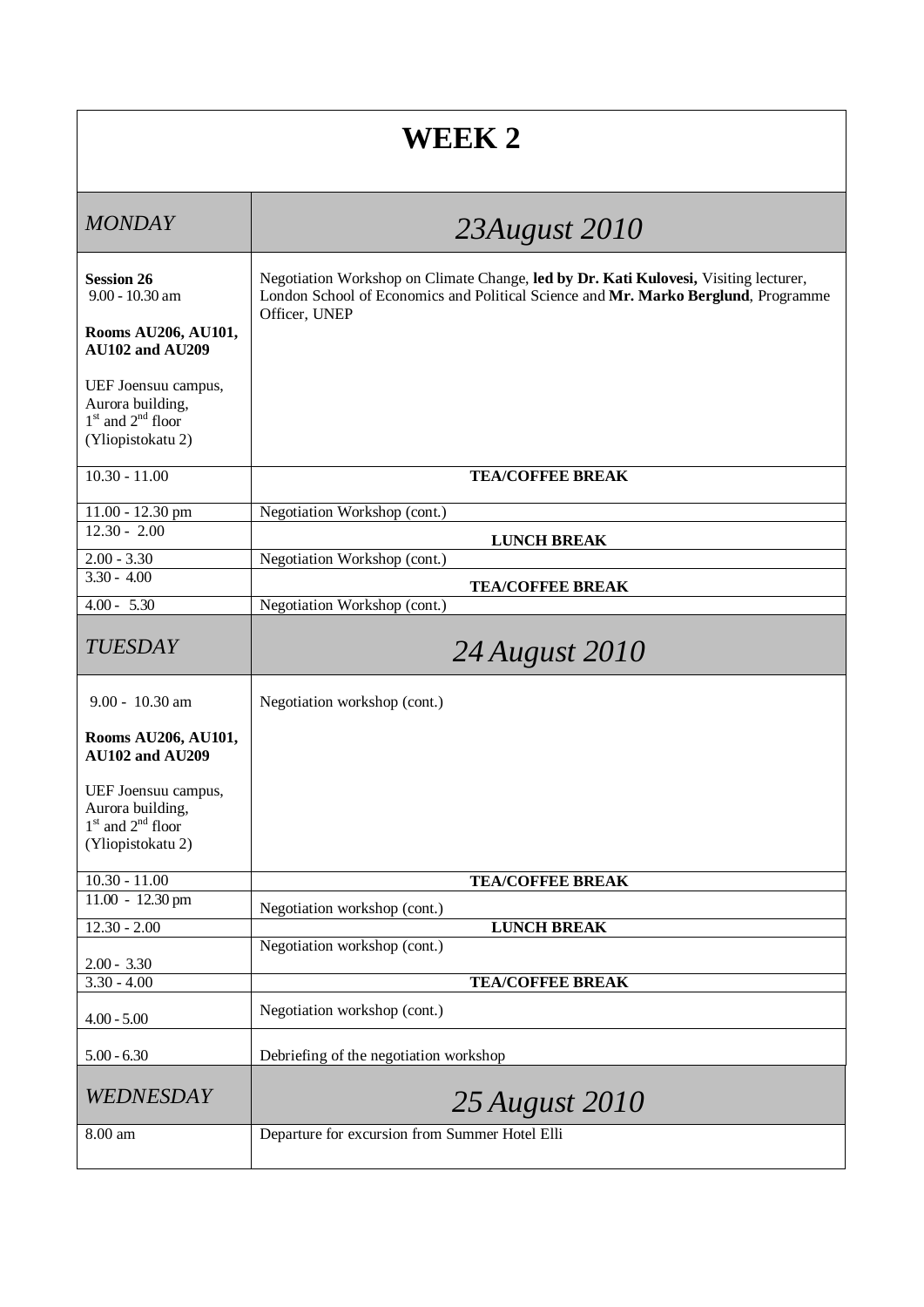# WEEK 2

| *MONDAY* | *23August 2010* |
|---|---|
| **Session 26**<br>9.00 - 10.30 am<br><br>**Rooms AU206, AU101, AU102 and AU209**<br><br>UEF Joensuu campus, Aurora building, 1st and 2nd floor (Yliopistokatu 2) | Negotiation Workshop on Climate Change, **led by Dr. Kati Kulovesi,** Visiting lecturer, London School of Economics and Political Science and **Mr. Marko Berglund**, Programme Officer, UNEP |
| 10.30 - 11.00 | **TEA/COFFEE BREAK** |
| 11.00 - 12.30 pm | Negotiation Workshop (cont.) |
| 12.30 - 2.00 | **LUNCH BREAK** |
| 2.00 - 3.30 | Negotiation Workshop (cont.) |
| 3.30 - 4.00 | **TEA/COFFEE BREAK** |
| 4.00 - 5.30 | Negotiation Workshop (cont.) |
| *TUESDAY* | *24 August 2010* |
| 9.00 - 10.30 am<br><br>**Rooms AU206, AU101, AU102 and AU209**<br><br>UEF Joensuu campus, Aurora building, 1st and 2nd floor (Yliopistokatu 2) | Negotiation workshop (cont.) |
| 10.30 - 11.00 | **TEA/COFFEE BREAK** |
| 11.00 - 12.30 pm | Negotiation workshop (cont.) |
| 12.30 - 2.00 | **LUNCH BREAK** |
| 2.00 - 3.30 | Negotiation workshop (cont.) |
| 3.30 - 4.00 | **TEA/COFFEE BREAK** |
| 4.00 - 5.00 | Negotiation workshop (cont.) |
| 5.00 - 6.30 | Debriefing of the negotiation workshop |
| *WEDNESDAY* | *25 August 2010* |
| 8.00 am | Departure for excursion from Summer Hotel Elli |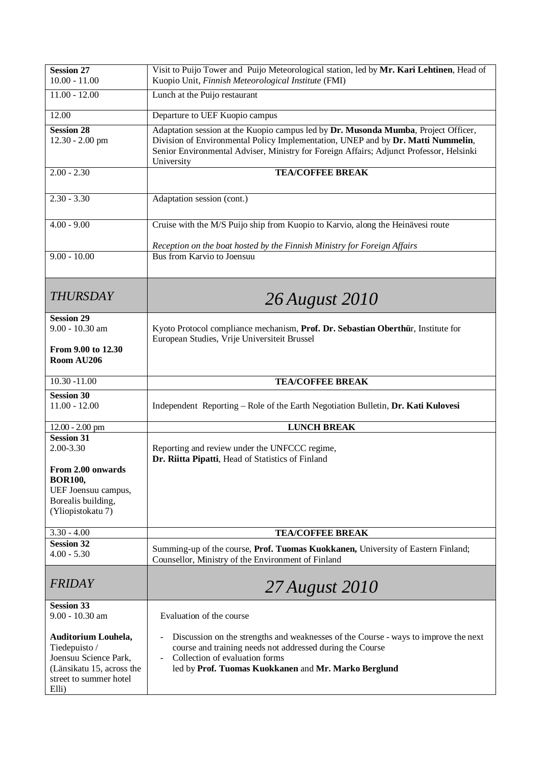| | |
|---|---|
| **Session 27**<br>10.00 - 11.00 | Visit to Puijo Tower and Puijo Meteorological station, led by **Mr. Kari Lehtinen**, Head of Kuopio Unit, *Finnish Meteorological Institute* (FMI) |
| 11.00 - 12.00 | Lunch at the Puijo restaurant |
| 12.00 | Departure to UEF Kuopio campus |
| **Session 28**<br>12.30 - 2.00 pm | Adaptation session at the Kuopio campus led by **Dr. Musonda Mumba**, Project Officer, Division of Environmental Policy Implementation, UNEP and by **Dr. Matti Nummelin**, Senior Environmental Adviser, Ministry for Foreign Affairs; Adjunct Professor, Helsinki University |
| 2.00 - 2.30 | **TEA/COFFEE BREAK** |
| 2.30 - 3.30 | Adaptation session (cont.) |
| 4.00 - 9.00 | Cruise with the M/S Puijo ship from Kuopio to Karvio, along the Heinävesi route<br><br>*Reception on the boat hosted by the Finnish Ministry for Foreign Affairs* |
| 9.00 - 10.00 | Bus from Karvio to Joensuu |
| *THURSDAY* | *26 August 2010* |
| **Session 29**<br>9.00 - 10.30 am<br><br>**From 9.00 to 12.30**<br>**Room AU206** | Kyoto Protocol compliance mechanism, **Prof. Dr. Sebastian Oberthür**, Institute for European Studies, Vrije Universiteit Brussel |
| 10.30 -11.00 | **TEA/COFFEE BREAK** |
| **Session 30**<br>11.00 - 12.00 | Independent Reporting – Role of the Earth Negotiation Bulletin, **Dr. Kati Kulovesi** |
| 12.00 - 2.00 pm | **LUNCH BREAK** |
| **Session 31**<br>2.00-3.30<br><br>**From 2.00 onwards**<br>**BOR100,**<br>UEF Joensuu campus, Borealis building, (Yliopistokatu 7) | Reporting and review under the UNFCCC regime,<br>**Dr. Riitta Pipatti**, Head of Statistics of Finland |
| 3.30 - 4.00 | **TEA/COFFEE BREAK** |
| **Session 32**<br>4.00 - 5.30 | Summing-up of the course, **Prof. Tuomas Kuokkanen,** University of Eastern Finland; Counsellor, Ministry of the Environment of Finland |
| *FRIDAY* | *27 August 2010* |
| **Session 33**<br>9.00 - 10.30 am<br><br>**Auditorium Louhela,**<br>Tiedepuisto /<br>Joensuu Science Park, (Länsikatu 15, across the street to summer hotel Elli) | Evaluation of the course<br><br>- Discussion on the strengths and weaknesses of the Course - ways to improve the next course and training needs not addressed during the Course<br>- Collection of evaluation forms<br>led by **Prof. Tuomas Kuokkanen** and **Mr. Marko Berglund** |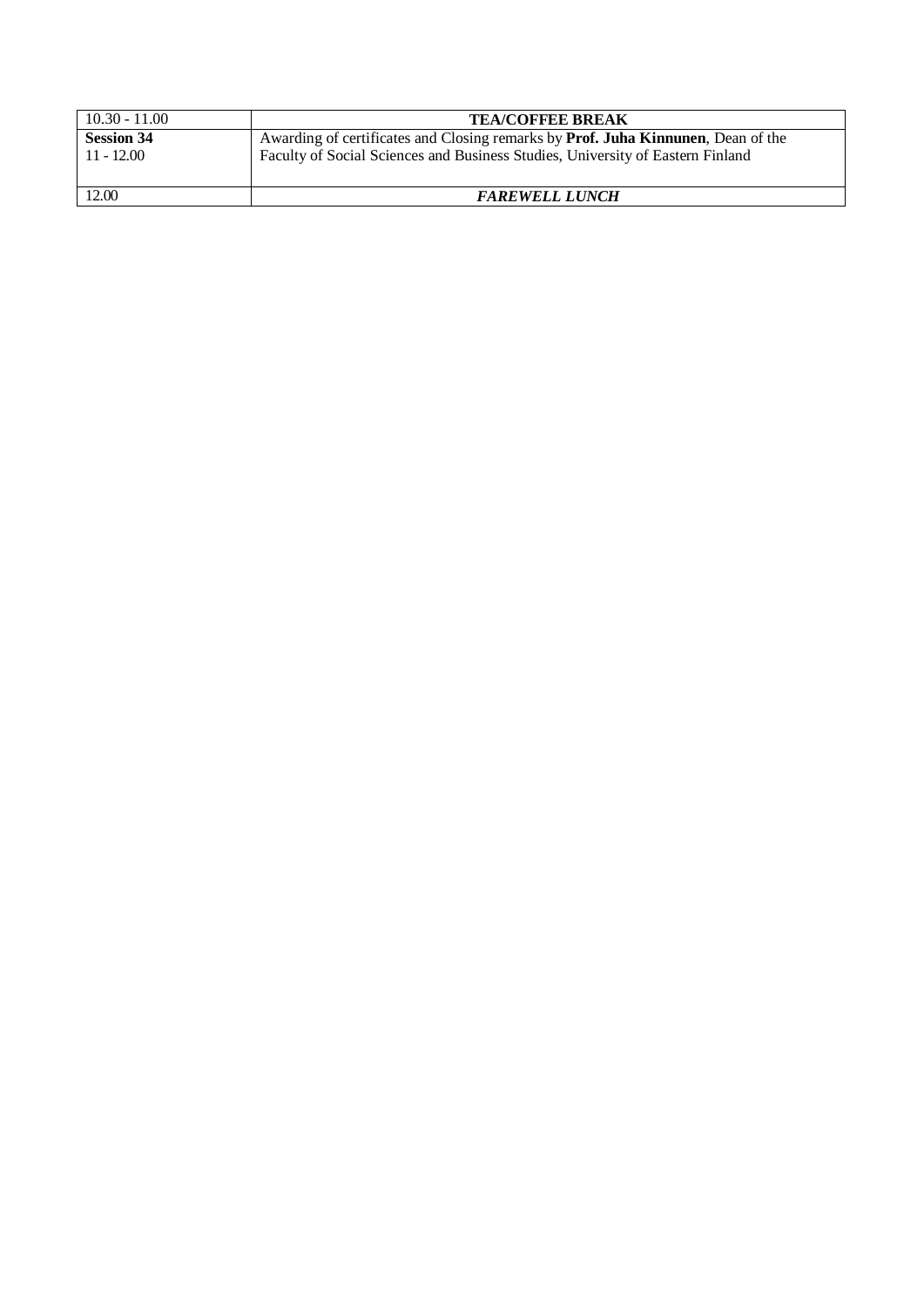| | |
|---|---|
| 10.30 - 11.00 | **TEA/COFFEE BREAK** |
| **Session 34**<br>11 - 12.00 | Awarding of certificates and Closing remarks by **Prof. Juha Kinnunen**, Dean of the Faculty of Social Sciences and Business Studies, University of Eastern Finland |
| 12.00 | ***FAREWELL LUNCH*** |